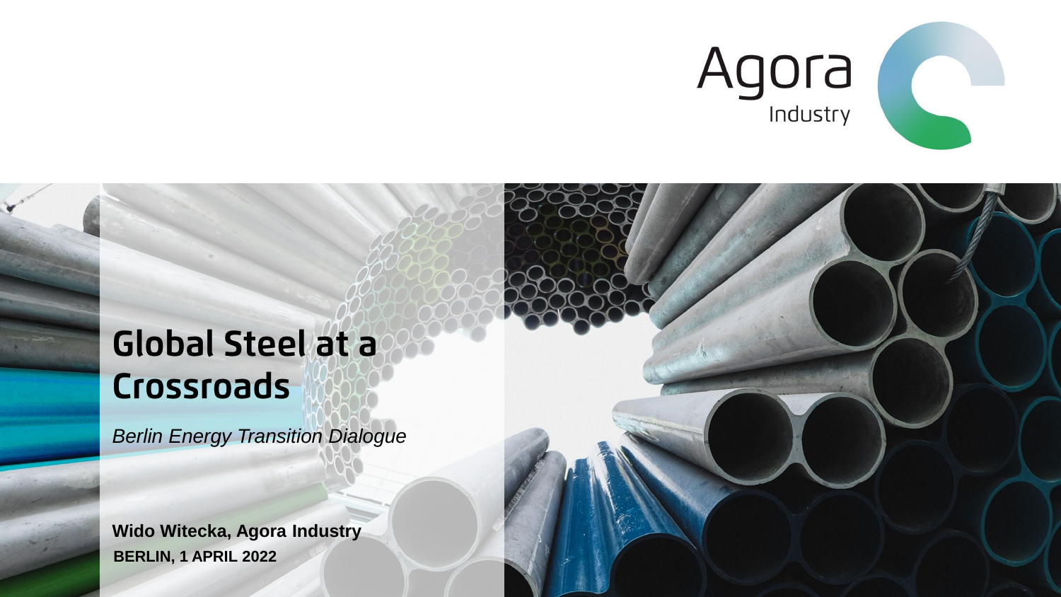Agora Industry

# Global Steel at a Crossroads

*Berlin Energy Transition Dialogue*

**Wido Witecka, Agora Industry**
**BERLIN, 1 APRIL 2022**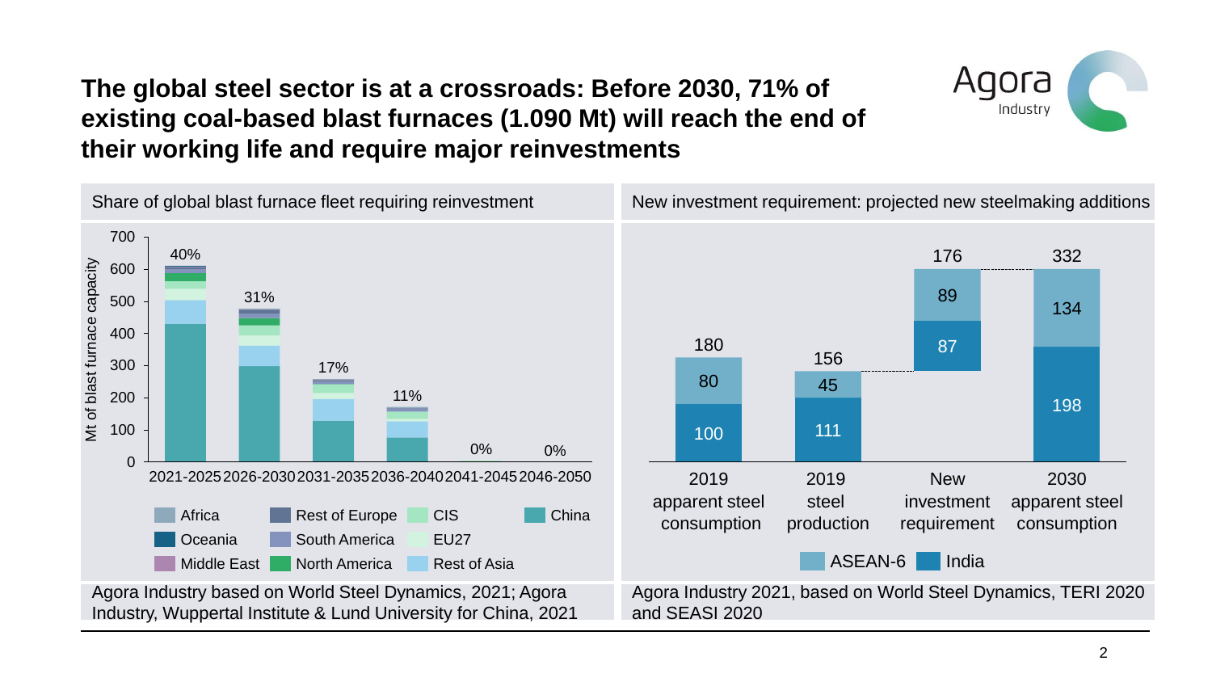# The global steel sector is at a crossroads: Before 2030, 71% of existing coal-based blast furnaces (1.090 Mt) will reach the end of their working life and require major reinvestments

## Share of global blast furnace fleet requiring reinvestment

Mt of blast furnace capacity

| Period | Share |
|---|---|
| 2021-2025 | 40% |
| 2026-2030 | 31% |
| 2031-2035 | 17% |
| 2036-2040 | 11% |
| 2041-2045 | 0% |
| 2046-2050 | 0% |

Legend: Africa, Oceania, Middle East, Rest of Europe, South America, North America, CIS, EU27, Rest of Asia, China

Agora Industry based on World Steel Dynamics, 2021; Agora Industry, Wuppertal Institute & Lund University for China, 2021

## New investment requirement: projected new steelmaking additions

| | India | ASEAN-6 | Total |
|---|---|---|---|
| 2019 apparent steel consumption | 100 | 80 | 180 |
| 2019 steel production | 111 | 45 | 156 |
| New investment requirement | 87 | 89 | 176 |
| 2030 apparent steel consumption | 198 | 134 | 332 |

Agora Industry 2021, based on World Steel Dynamics, TERI 2020 and SEASI 2020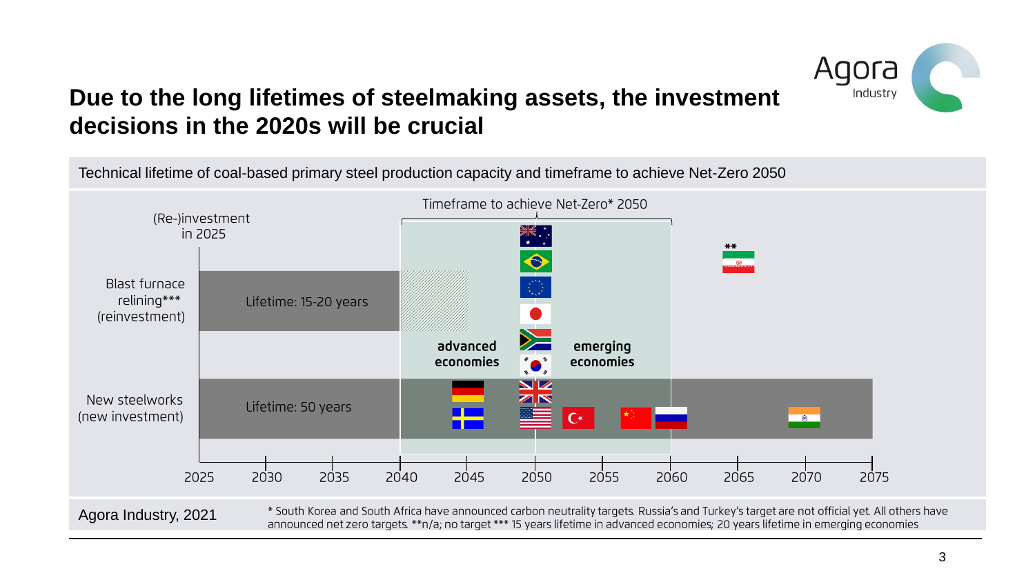# Due to the long lifetimes of steelmaking assets, the investment decisions in the 2020s will be crucial

Technical lifetime of coal-based primary steel production capacity and timeframe to achieve Net-Zero 2050

Timeframe to achieve Net-Zero* 2050

(Re-)investment in 2025

Blast furnace relining*** (reinvestment) — Lifetime: 15-20 years

New steelworks (new investment) — Lifetime: 50 years

advanced economies

emerging economies

**

2025 2030 2035 2040 2045 2050 2055 2060 2065 2070 2075

Agora Industry, 2021

\* South Korea and South Africa have announced carbon neutrality targets. Russia's and Turkey's target are not official yet. All others have announced net zero targets. **n/a; no target *** 15 years lifetime in advanced economies; 20 years lifetime in emerging economies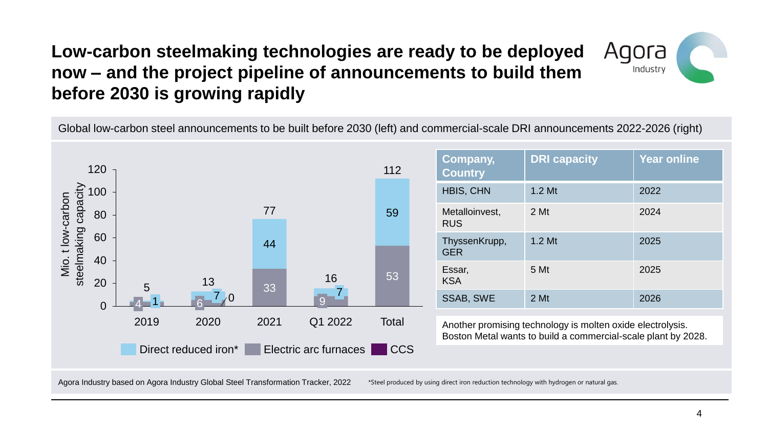# Low-carbon steelmaking technologies are ready to be deployed now – and the project pipeline of announcements to build them before 2030 is growing rapidly

Global low-carbon steel announcements to be built before 2030 (left) and commercial-scale DRI announcements 2022-2026 (right)

Mio. t low-carbon steelmaking capacity

| | Direct reduced iron* | Electric arc furnaces | CCS | Total |
|---|---|---|---|---|
| 2019 | 1 | 4 | | 5 |
| 2020 | 7 | 6 | 0 | 13 |
| 2021 | 44 | 33 | | 77 |
| Q1 2022 | 7 | 9 | | 16 |
| Total | 59 | 53 | | 112 |

| Company, Country | DRI capacity | Year online |
|---|---|---|
| HBIS, CHN | 1.2 Mt | 2022 |
| Metalloinvest, RUS | 2 Mt | 2024 |
| ThyssenKrupp, GER | 1.2 Mt | 2025 |
| Essar, KSA | 5 Mt | 2025 |
| SSAB, SWE | 2 Mt | 2026 |

Another promising technology is molten oxide electrolysis. Boston Metal wants to build a commercial-scale plant by 2028.

Agora Industry based on Agora Industry Global Steel Transformation Tracker, 2022

*Steel produced by using direct iron reduction technology with hydrogen or natural gas.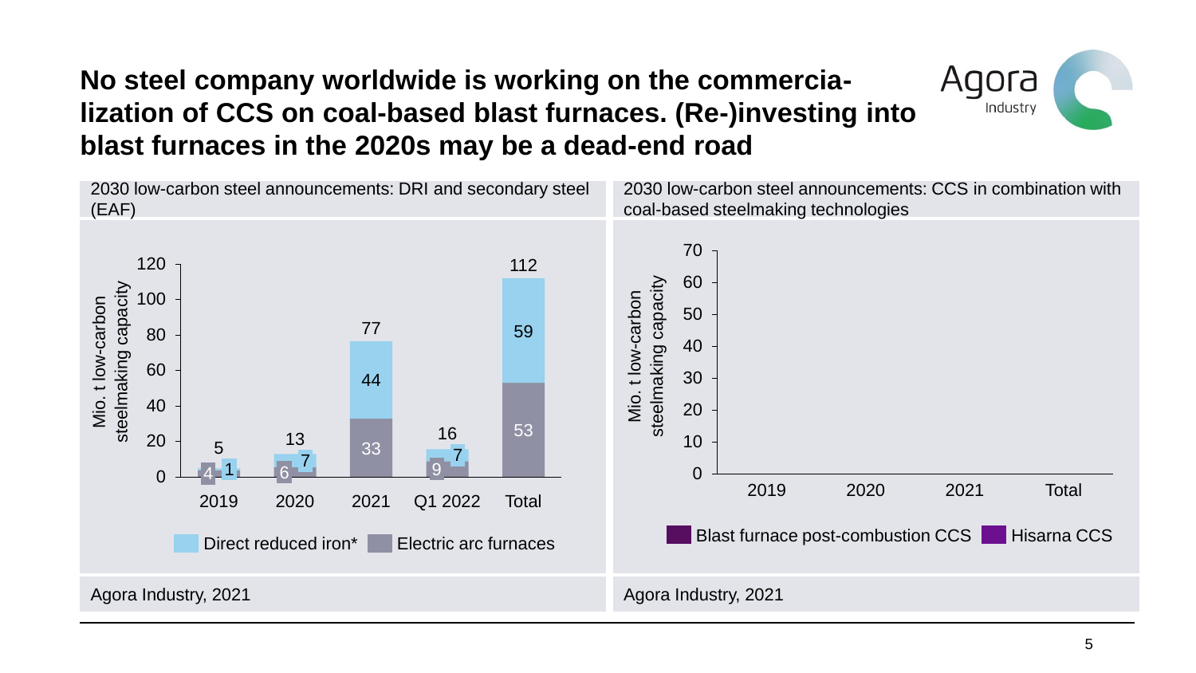# No steel company worldwide is working on the commercia-lization of CCS on coal-based blast furnaces. (Re-)investing into blast furnaces in the 2020s may be a dead-end road

**2030 low-carbon steel announcements: DRI and secondary steel (EAF)**

Mio. t low-carbon steelmaking capacity

| | 2019 | 2020 | 2021 | Q1 2022 | Total |
|---|---|---|---|---|---|
| Direct reduced iron* | 1 | 7 | 44 | 7 | 59 |
| Electric arc furnaces | 4 | 6 | 33 | 9 | 53 |
| Total | 5 | 13 | 77 | 16 | 112 |

Agora Industry, 2021

**2030 low-carbon steel announcements: CCS in combination with coal-based steelmaking technologies**

Mio. t low-carbon steelmaking capacity

| | 2019 | 2020 | 2021 | Total |
|---|---|---|---|---|
| Blast furnace post-combustion CCS | 0 | 0 | 0 | 0 |
| Hisarna CCS | 0 | 0 | 0 | 0 |

Agora Industry, 2021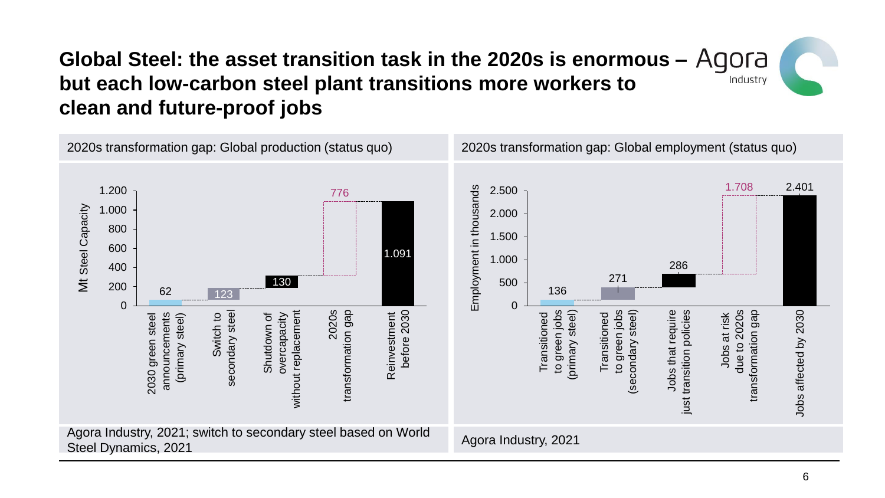# Global Steel: the asset transition task in the 2020s is enormous – but each low-carbon steel plant transitions more workers to clean and future-proof jobs

## 2020s transformation gap: Global production (status quo)

| Category | Mt Steel Capacity |
|---|---|
| 2030 green steel announcements (primary steel) | 62 |
| Switch to secondary steel | 123 |
| Shutdown of overcapacity without replacement | 130 |
| 2020s transformation gap | 776 |
| Reinvestment before 2030 | 1.091 |

Agora Industry, 2021; switch to secondary steel based on World Steel Dynamics, 2021

## 2020s transformation gap: Global employment (status quo)

| Category | Employment in thousands |
|---|---|
| Transitioned to green jobs (primary steel) | 136 |
| Transitioned to green jobs (secondary steel) | 271 |
| Jobs that require just transition policies | 286 |
| Jobs at risk due to 2020s transformation gap | 1.708 |
| Jobs affected by 2030 | 2.401 |

Agora Industry, 2021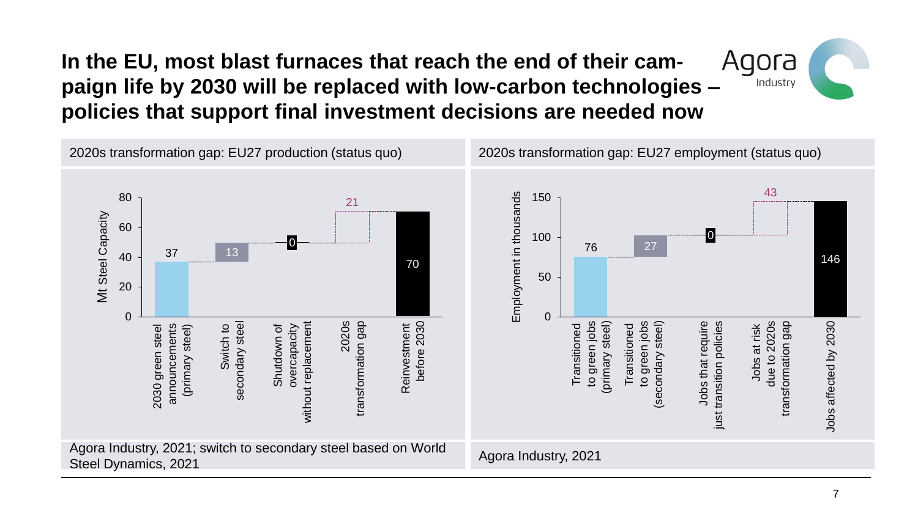# In the EU, most blast furnaces that reach the end of their campaign life by 2030 will be replaced with low-carbon technologies – policies that support final investment decisions are needed now

## 2020s transformation gap: EU27 production (status quo)

Mt Steel Capacity

| Category | Value |
|---|---|
| 2030 green steel announcements (primary steel) | 37 |
| Switch to secondary steel | 13 |
| Shutdown of overcapacity without replacement | 0 |
| 2020s transformation gap | 21 |
| Reinvestment before 2030 | 70 |

Agora Industry, 2021; switch to secondary steel based on World Steel Dynamics, 2021

## 2020s transformation gap: EU27 employment (status quo)

Employment in thousands

| Category | Value |
|---|---|
| Transitioned to green jobs (primary steel) | 76 |
| Transitioned to green jobs (secondary steel) | 27 |
| Jobs that require just transition policies | 0 |
| Jobs at risk due to 2020s transformation gap | 43 |
| Jobs affected by 2030 | 146 |

Agora Industry, 2021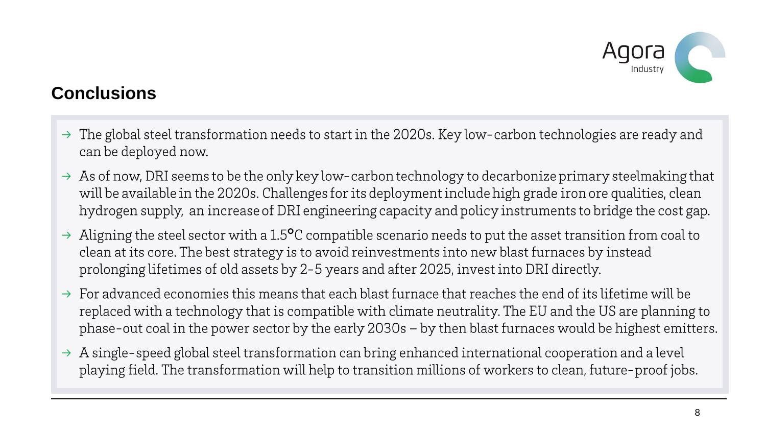## Conclusions

- The global steel transformation needs to start in the 2020s. Key low-carbon technologies are ready and can be deployed now.
- As of now, DRI seems to be the only key low-carbon technology to decarbonize primary steelmaking that will be available in the 2020s. Challenges for its deployment include high grade iron ore qualities, clean hydrogen supply, an increase of DRI engineering capacity and policy instruments to bridge the cost gap.
- Aligning the steel sector with a 1.5°C compatible scenario needs to put the asset transition from coal to clean at its core. The best strategy is to avoid reinvestments into new blast furnaces by instead prolonging lifetimes of old assets by 2-5 years and after 2025, invest into DRI directly.
- For advanced economies this means that each blast furnace that reaches the end of its lifetime will be replaced with a technology that is compatible with climate neutrality. The EU and the US are planning to phase-out coal in the power sector by the early 2030s – by then blast furnaces would be highest emitters.
- A single-speed global steel transformation can bring enhanced international cooperation and a level playing field. The transformation will help to transition millions of workers to clean, future-proof jobs.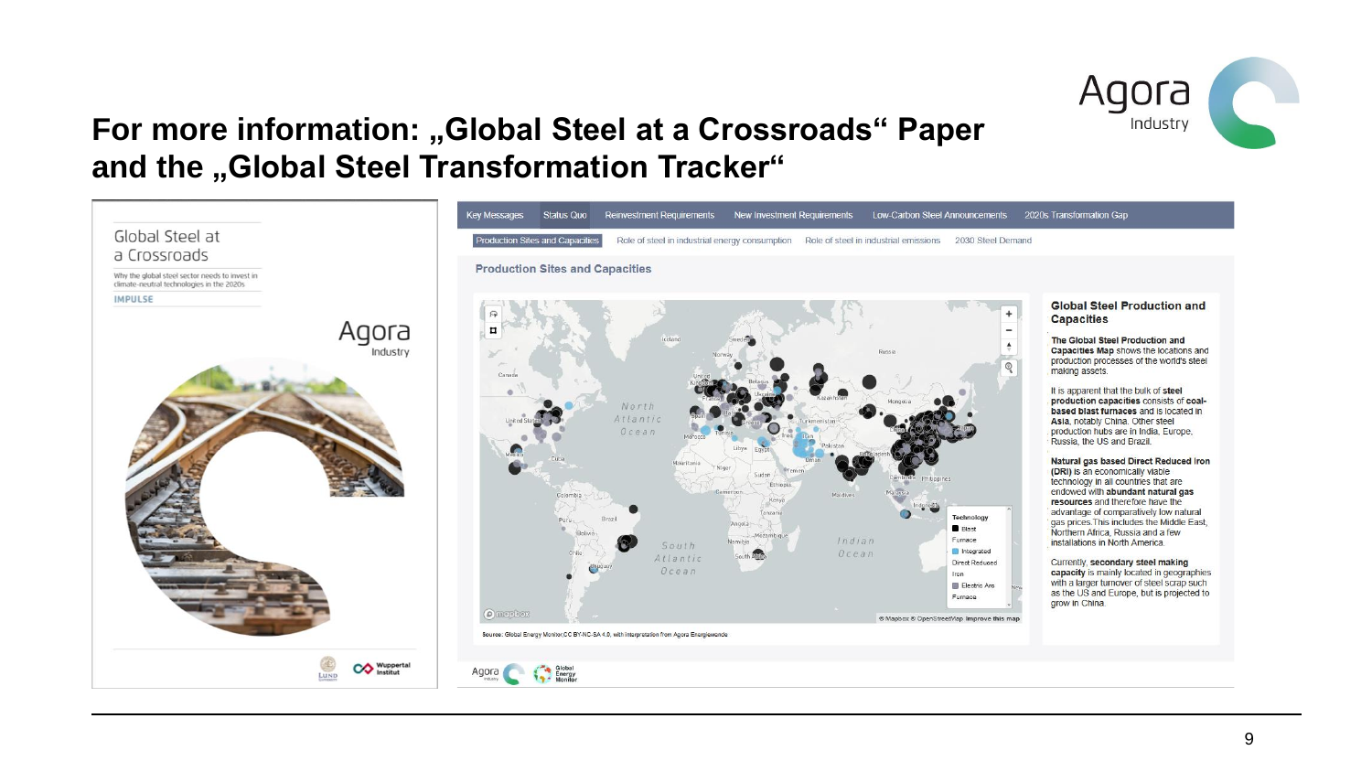# For more information: „Global Steel at a Crossroads“ Paper and the „Global Steel Transformation Tracker“

Global Steel at a Crossroads

Why the global steel sector needs to invest in climate-neutral technologies in the 2020s

IMPULSE

Key Messages | Status Quo | Reinvestment Requirements | New Investment Requirements | Low-Carbon Steel Announcements | 2020s Transformation Gap

Production Sites and Capacities | Role of steel in industrial energy consumption | Role of steel in industrial emissions | 2030 Steel Demand

**Production Sites and Capacities**

Technology: Blast Furnace; Integrated Direct Reduced Iron; Electric Arc Furnace

Source: Global Energy Monitor,CC BY-NC-SA 4.0, with interpretation from Agora Energiewende

**Global Steel Production and Capacities**

**The Global Steel Production and Capacities Map** shows the locations and production processes of the world's steel making assets.

It is apparent that the bulk of **steel production capacities** consists of **coal-based blast furnaces** and is located in **Asia**, notably China. Other steel production hubs are in India, Europe, Russia, the US and Brazil.

**Natural gas based Direct Reduced Iron (DRI)** is an economically viable technology in all countries that are endowed with **abundant natural gas resources** and therefore have the advantage of comparatively low natural gas prices. This includes the Middle East, Northern Africa, Russia and a few installations in North America.

Currently, **secondary steel making capacity** is mainly located in geographies with a larger turnover of steel scrap such as the US and Europe, but is projected to grow in China.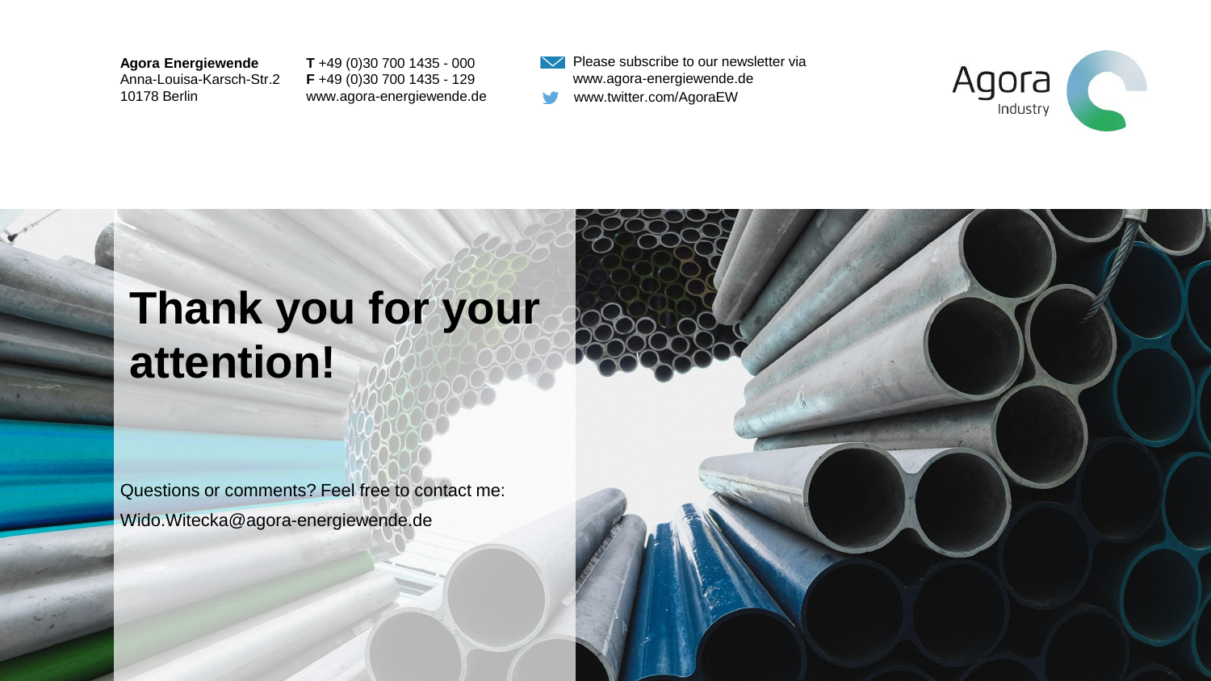**Agora Energiewende**
Anna-Louisa-Karsch-Str.2
10178 Berlin

**T** +49 (0)30 700 1435 - 000
**F** +49 (0)30 700 1435 - 129
www.agora-energiewende.de

Please subscribe to our newsletter via
www.agora-energiewende.de
www.twitter.com/AgoraEW

Agora Industry

# Thank you for your attention!

Questions or comments? Feel free to contact me:

Wido.Witecka@agora-energiewende.de